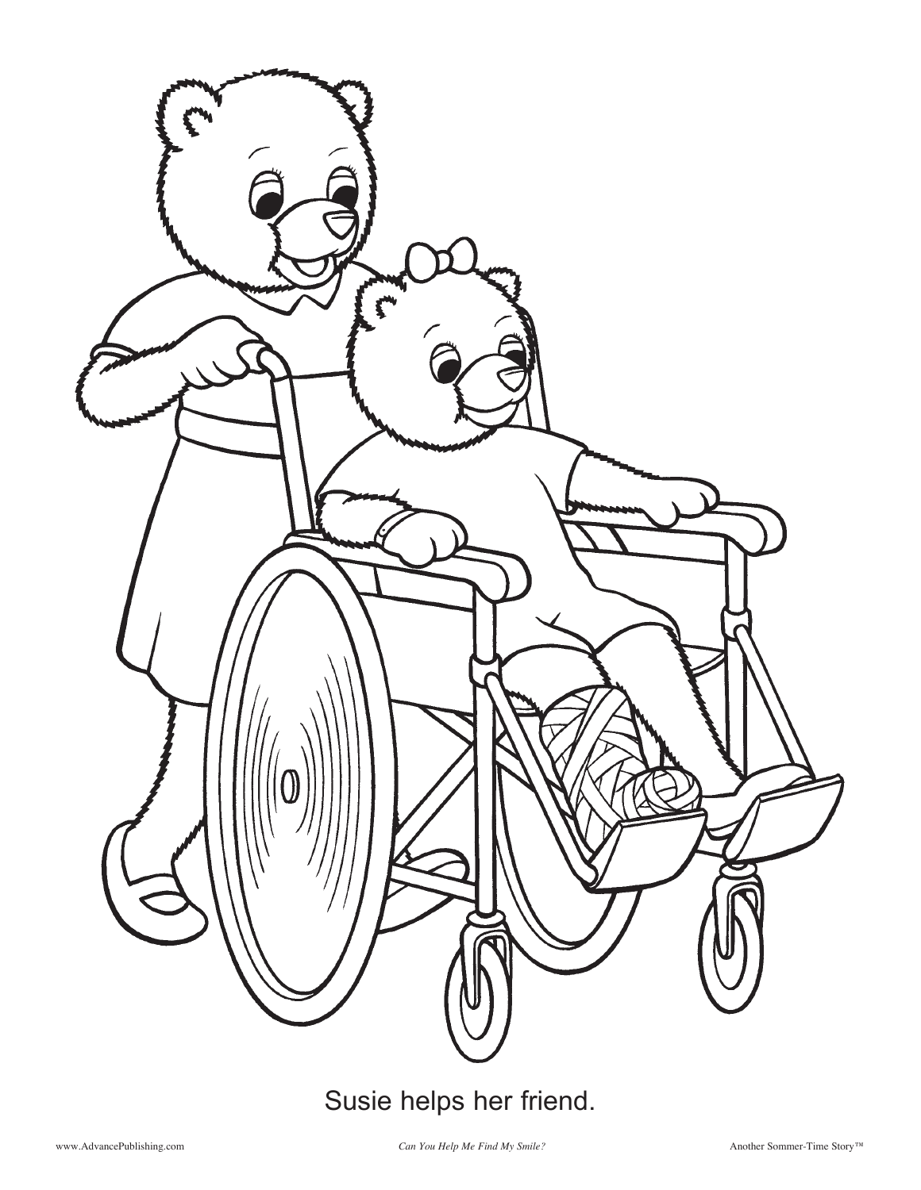Susie helps her friend.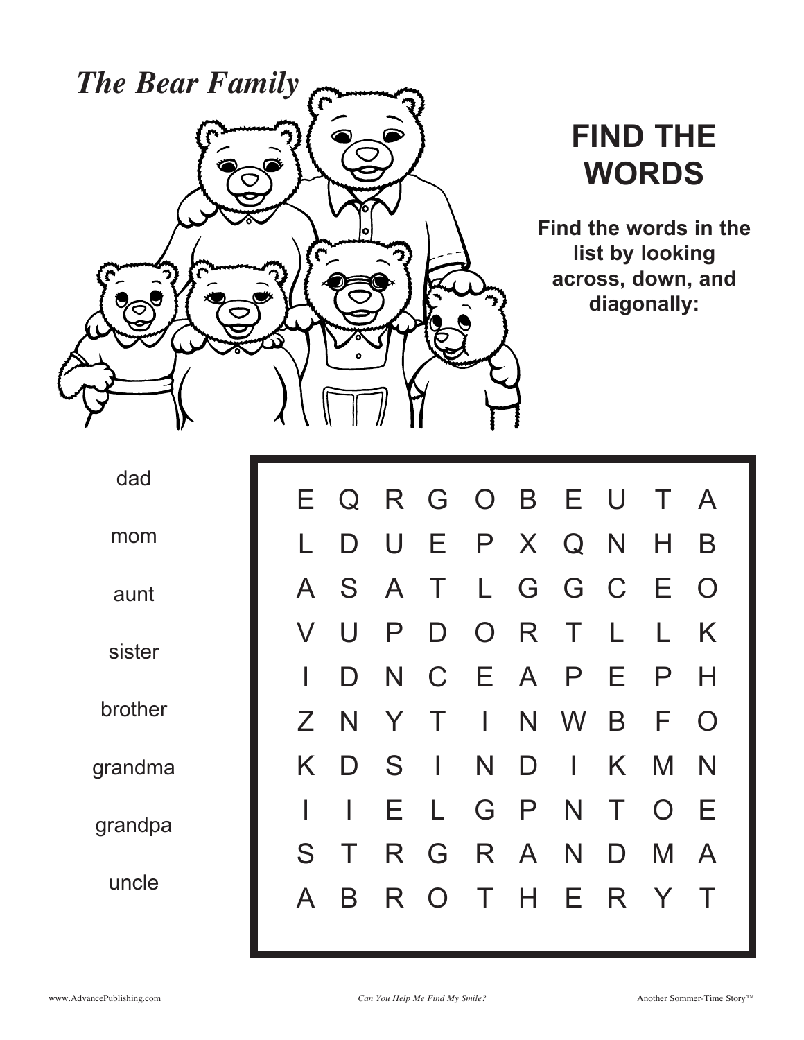*The Bear Family*

# FIND THE WORDS

**Find the words in the list by looking across, down, and diagonally:**

- dad
- mom
- aunt
- sister
- brother
- grandma
- grandpa
- uncle

| | | | | | | | | | |
|---|---|---|---|---|---|---|---|---|---|
| E | Q | R | G | O | B | E | U | T | A |
| L | D | U | E | P | X | Q | N | H | B |
| A | S | A | T | L | G | G | C | E | O |
| V | U | P | D | O | R | T | L | L | K |
| I | D | N | C | E | A | P | E | P | H |
| Z | N | Y | T | I | N | W | B | F | O |
| K | D | S | I | N | D | I | K | M | N |
| I | I | E | L | G | P | N | T | O | E |
| S | T | R | G | R | A | N | D | M | A |
| A | B | R | O | T | H | E | R | Y | T |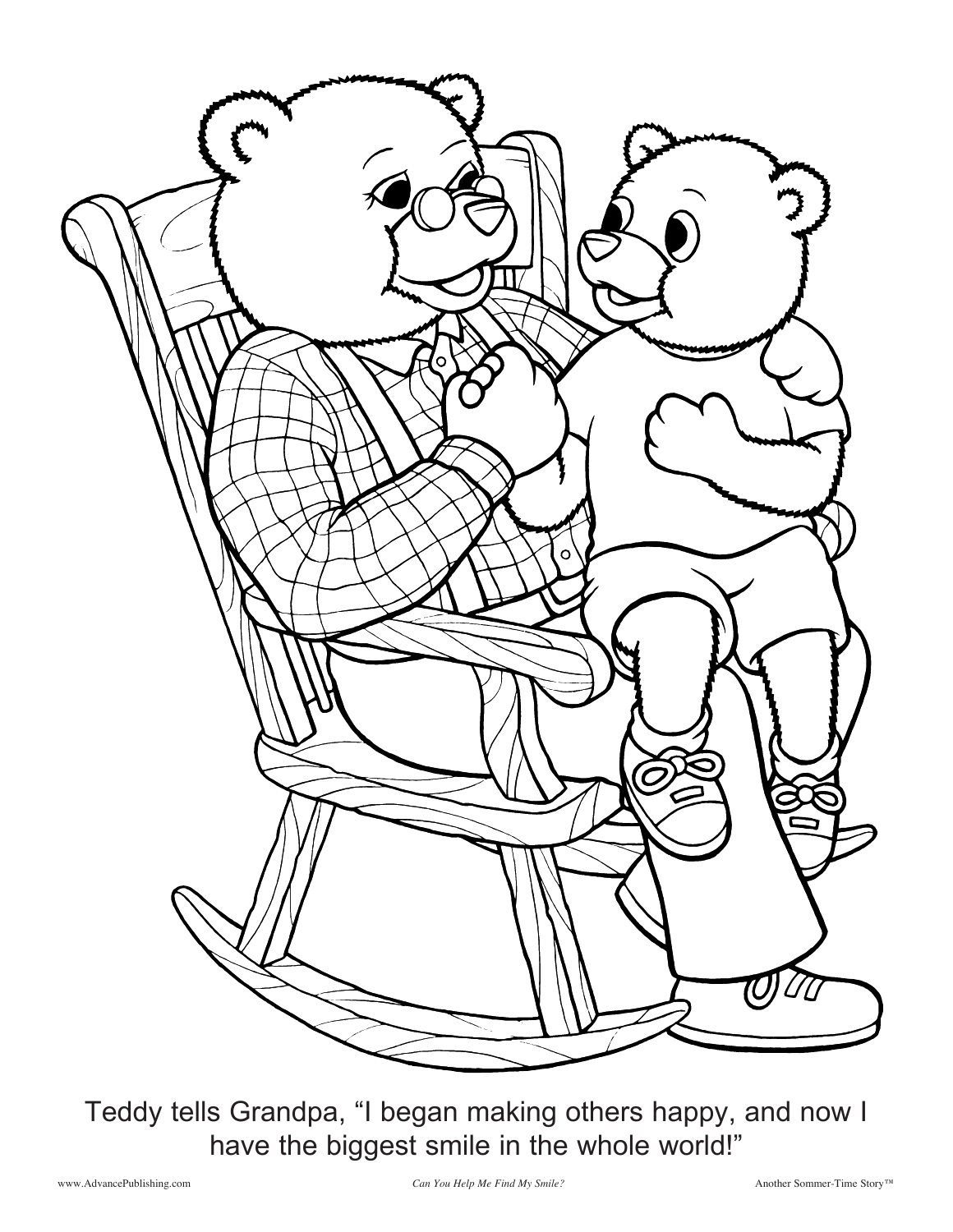Teddy tells Grandpa, "I began making others happy, and now I have the biggest smile in the whole world!"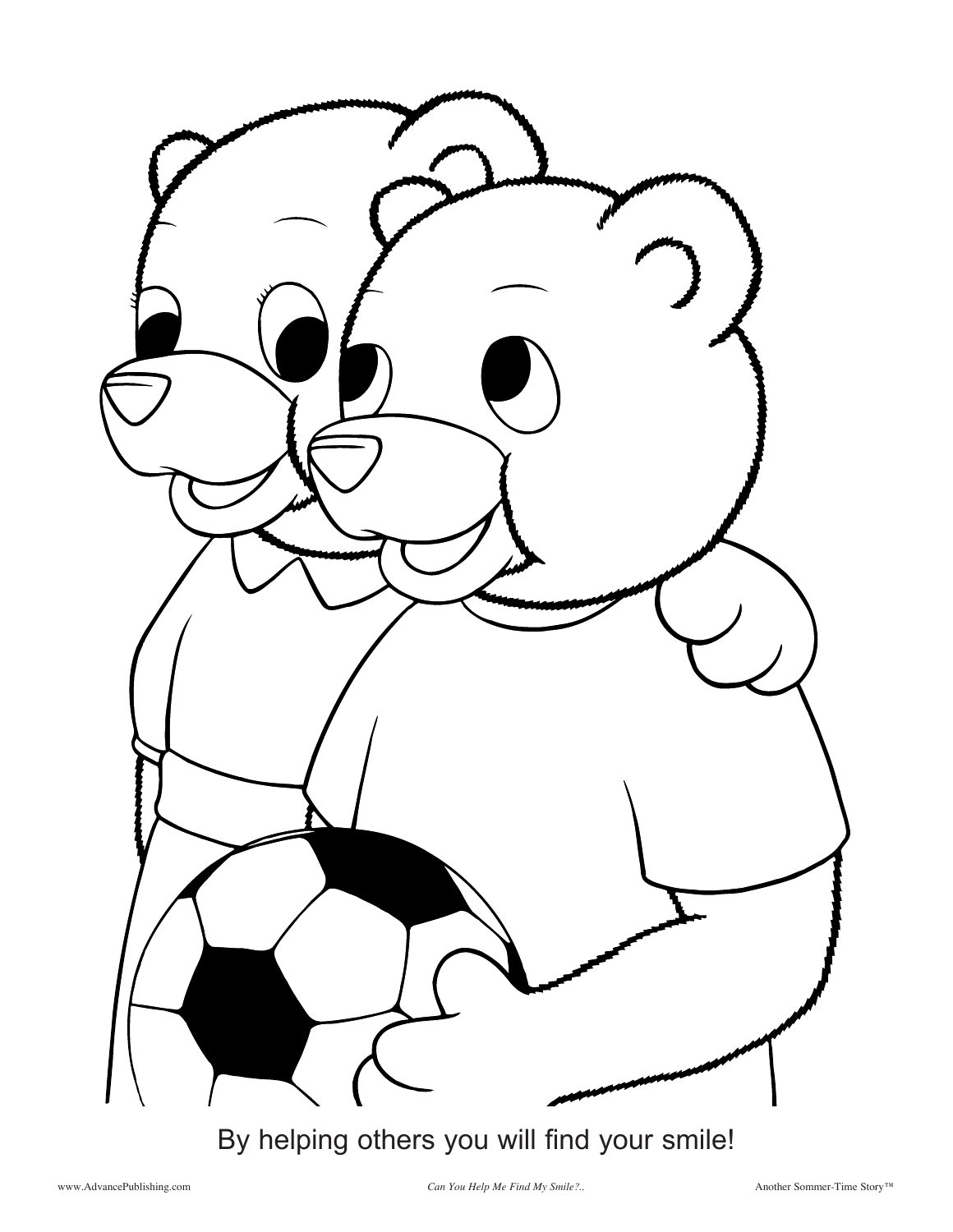By helping others you will find your smile!